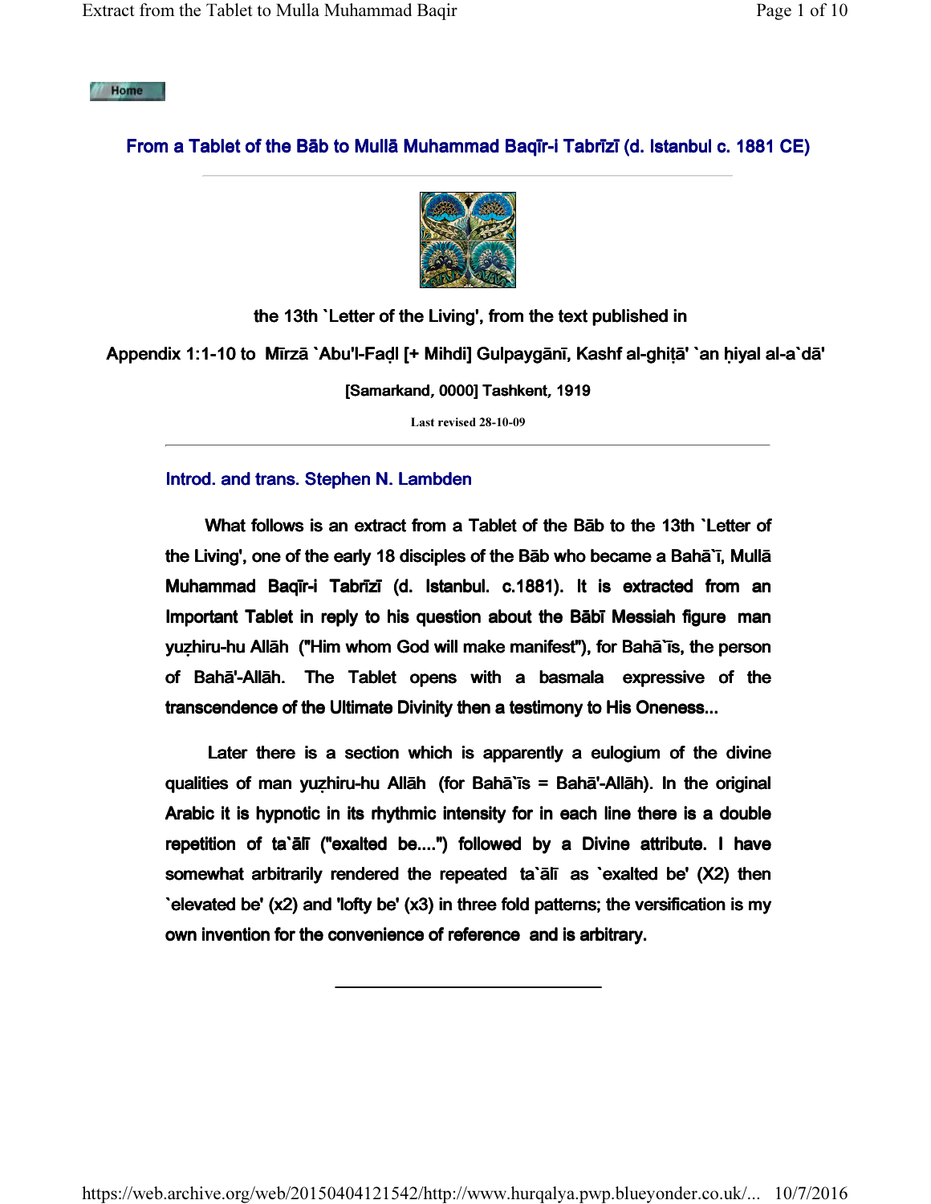Home

## From a Tablet of the Bāb to Mullā Muhammad Baqīr-i Tabrīzī (d. Istanbul c. 1881 CE)

**the 13th `Letter of the Living', from the text published in**

**Appendix 1:1-10 to Mīrzā `Abu'l-Faḍl [+ Mihdi] Gulpaygānī, Kashf al-ghiṭā' `an ḥiyal al-a`dā'**

**[Samarkand, 0000] Tashkent, 1919**

**Last revised 28-10-09**

---

### Introd. and trans. Stephen N. Lambden

**What follows is an extract from a Tablet of the Bāb to the 13th `Letter of the Living', one of the early 18 disciples of the Bāb who became a Bahā`ī, Mullā Muhammad Baqīr-i Tabrīzī (d. Istanbul. c.1881). It is extracted from an Important Tablet in reply to his question about the Bābī Messiah figure man yuẓhiru-hu Allāh ("Him whom God will make manifest"), for Bahā`īs, the person of Bahā'-Allāh. The Tablet opens with a basmala expressive of the transcendence of the Ultimate Divinity then a testimony to His Oneness...**

**Later there is a section which is apparently a eulogium of the divine qualities of man yuẓhiru-hu Allāh (for Bahā`īs = Bahā'-Allāh). In the original Arabic it is hypnotic in its rhythmic intensity for in each line there is a double repetition of ta`ālī ("exalted be....") followed by a Divine attribute. I have somewhat arbitrarily rendered the repeated ta`ālī as `exalted be' (X2) then `elevated be' (x2) and 'lofty be' (x3) in three fold patterns; the versification is my own invention for the convenience of reference and is arbitrary.**

---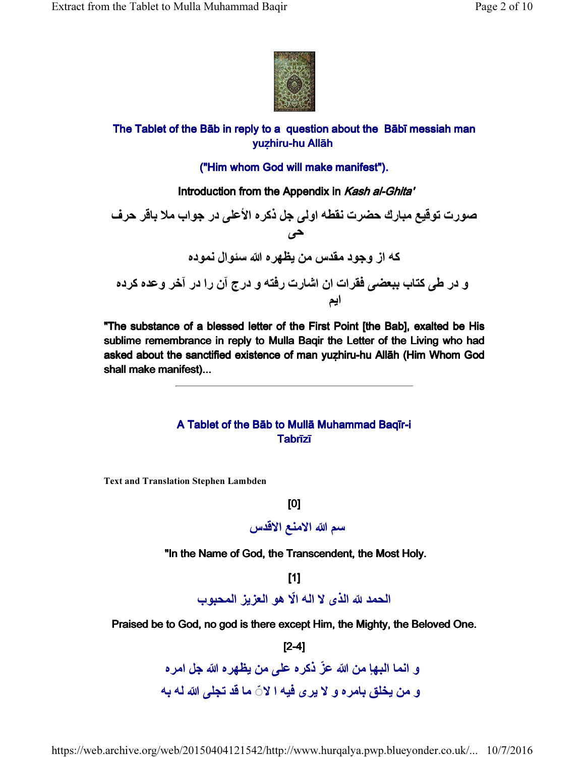## The Tablet of the Bāb in reply to a question about the Bābī messiah man yuẓhiru-hu Allāh

## ("Him whom God will make manifest").

### Introduction from the Appendix in *Kash al-Ghita'*

**صورت توقيع مبارك حضرت نقطه اولى جل ذكره الأعلى در جواب ملا باقر حرف حى**

**كه از وجود مقدس من يظهره الله سئوال نموده**

**و در طى كتاب ببعضى فقرات ان اشارت رفته و درج آن را در آخر وعده كرده ايم**

"The substance of a blessed letter of the First Point [the Bab], exalted be His sublime remembrance in reply to Mulla Baqir the Letter of the Living who had asked about the sanctified existence of man yuẓhiru-hu Allāh (Him Whom God shall make manifest)...

---

## A Tablet of the Bāb to Mullā Muhammad Baqīr-i Tabrīzī

**Text and Translation Stephen Lambden**

[0]

سم الله الامنع الاقدس

"In the Name of God, the Transcendent, the Most Holy.

[1]

الحمد لله الذى لا اله الّا هو العزيز المحبوب

Praised be to God, no god is there except Him, the Mighty, the Beloved One.

[2-4]

و انما البهإ من الله عزّ ذكره على من يظهره الله جل امره

و من يخلق بامره و لا يرى فيه ا لاّ ما قد تجلى الله له به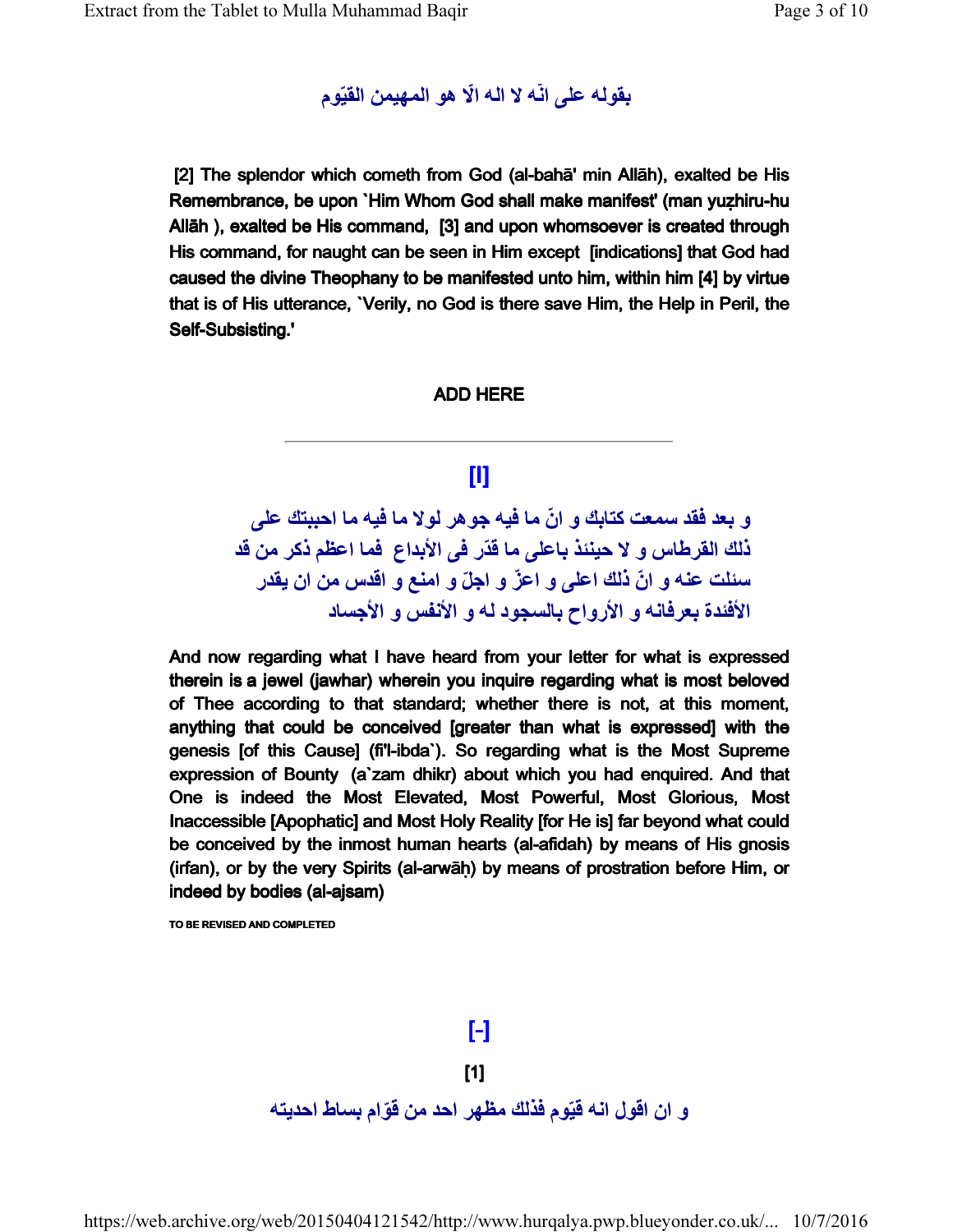بقوله على انّه لا اله الّا هو المهيمن القيّوم

[2] The splendor which cometh from God (al-bahā' min Allāh), exalted be His Remembrance, be upon `Him Whom God shall make manifest' (man yuẓhiru-hu Allāh ), exalted be His command, [3] and upon whomsoever is created through His command, for naught can be seen in Him except [indications] that God had caused the divine Theophany to be manifested unto him, within him [4] by virtue that is of His utterance, `Verily, no God is there save Him, the Help in Peril, the Self-Subsisting.'

**ADD HERE**

---

## [I]

و بعد فقد سمعت كتابك و انّ ما فيه جوهر لولا ما فيه ما احببتك على ذلك القرطاس و لا حينئذ باعلى ما قدّر فى الأبداع فما اعظم ذكر من قد سئلت عنه و انّ ذلك اعلى و اعزّ و اجلّ و امنع و اقدس من ان يقدر الأفئدة بعرفانه و الأرواح بالسجود له و الأنفس و الأجساد

And now regarding what I have heard from your letter for what is expressed therein is a jewel (jawhar) wherein you inquire regarding what is most beloved of Thee according to that standard; whether there is not, at this moment, anything that could be conceived [greater than what is expressed] with the genesis [of this Cause] (fi'l-ibda`). So regarding what is the Most Supreme expression of Bounty (a`zam dhikr) about which you had enquired. And that One is indeed the Most Elevated, Most Powerful, Most Glorious, Most Inaccessible [Apophatic] and Most Holy Reality [for He is] far beyond what could be conceived by the inmost human hearts (al-afidah) by means of His gnosis (irfan), or by the very Spirits (al-arwāḥ) by means of prostration before Him, or indeed by bodies (al-ajsam)

**TO BE REVISED AND COMPLETED**

## [-]

**[1]**

و ان اقول انه قيّوم فذلك مظهر احد من قوّام بساط احديته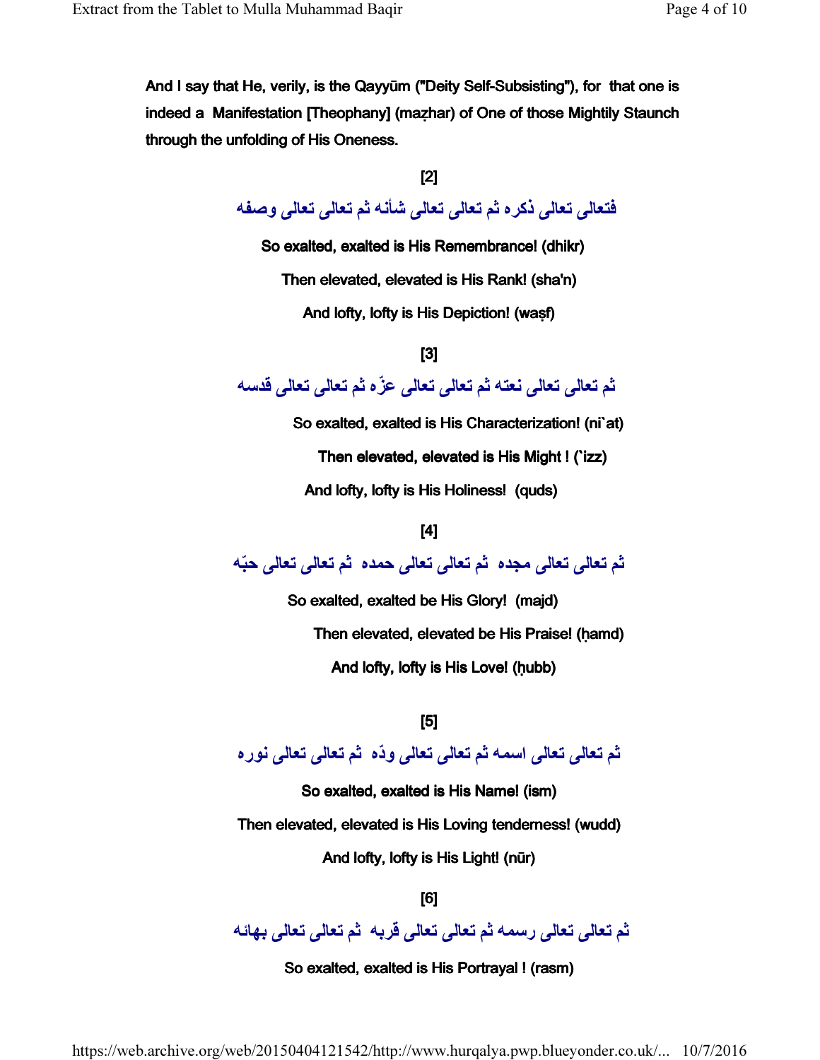**And I say that He, verily, is the Qayyūm ("Deity Self-Subsisting"), for that one is indeed a Manifestation [Theophany] (maẓhar) of One of those Mightily Staunch through the unfolding of His Oneness.**

**[2]**

**فتعالى تعالى ذكره ثم تعالى تعالى شأنه ثم تعالى تعالى وصفه**

**So exalted, exalted is His Remembrance! (dhikr)**

**Then elevated, elevated is His Rank! (sha'n)**

**And lofty, lofty is His Depiction! (waṣf)**

**[3]**

**ثم تعالى تعالى نعته ثم تعالى تعالى عزّه ثم تعالى تعالى قدسه**

**So exalted, exalted is His Characterization! (ni`at)**

**Then elevated, elevated is His Might ! (`izz)**

**And lofty, lofty is His Holiness! (quds)**

**[4]**

**ثم تعالى تعالى مجده ثم تعالى تعالى حمده ثم تعالى تعالى حبّه**

**So exalted, exalted be His Glory! (majd)**

**Then elevated, elevated be His Praise! (ḥamd)**

**And lofty, lofty is His Love! (ḥubb)**

**[5]**

**ثم تعالى تعالى اسمه ثم تعالى تعالى ودّه ثم تعالى تعالى نوره**

**So exalted, exalted is His Name! (ism)**

**Then elevated, elevated is His Loving tenderness! (wudd)**

**And lofty, lofty is His Light! (nūr)**

**[6]**

**ثم تعالى تعالى رسمه ثم تعالى تعالى قربه ثم تعالى تعالى بهائه**

**So exalted, exalted is His Portrayal ! (rasm)**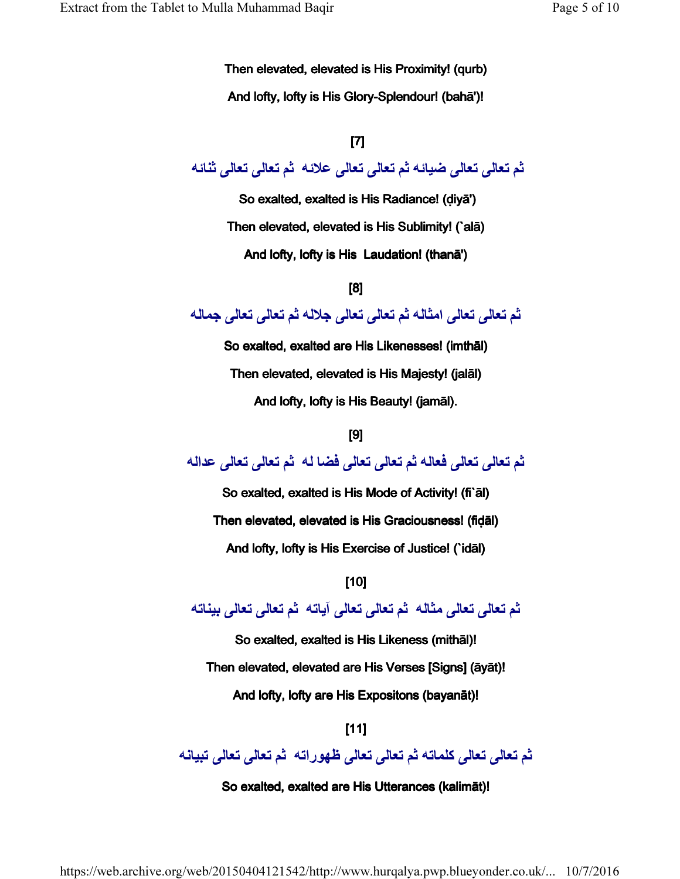Then elevated, elevated is His Proximity! (qurb)

And lofty, lofty is His Glory-Splendour! (bahā')!

[7]

ثم تعالى تعالى ضيائه ثم تعالى تعالى علائه  ثم تعالى تعالى ثنائه

So exalted, exalted is His Radiance! (ḍiyā')

Then elevated, elevated is His Sublimity! (`alā)

And lofty, lofty is His  Laudation! (thanā')

[8]

ثم تعالى تعالى امثاله ثم تعالى تعالى جلاله ثم تعالى تعالى جماله

So exalted, exalted are His Likenesses! (imthāl)

Then elevated, elevated is His Majesty! (jalāl)

And lofty, lofty is His Beauty! (jamāl).

[9]

ثم تعالى تعالى فعاله ثم تعالى تعالى فضا له  ثم تعالى تعالى عداله

So exalted, exalted is His Mode of Activity! (fi`āl)

Then elevated, elevated is His Graciousness! (fiḍāl)

And lofty, lofty is His Exercise of Justice! (`idāl)

[10]

ثم تعالى تعالى مثاله  ثم تعالى تعالى آياته  ثم تعالى تعالى بيناته

So exalted, exalted is His Likeness (mithāl)!

Then elevated, elevated are His Verses [Signs] (āyāt)!

And lofty, lofty are His Expositons (bayanāt)!

[11]

ثم تعالى تعالى كلماته ثم تعالى تعالى ظهوراته  ثم تعالى تعالى تبيانه

So exalted, exalted are His Utterances (kalimāt)!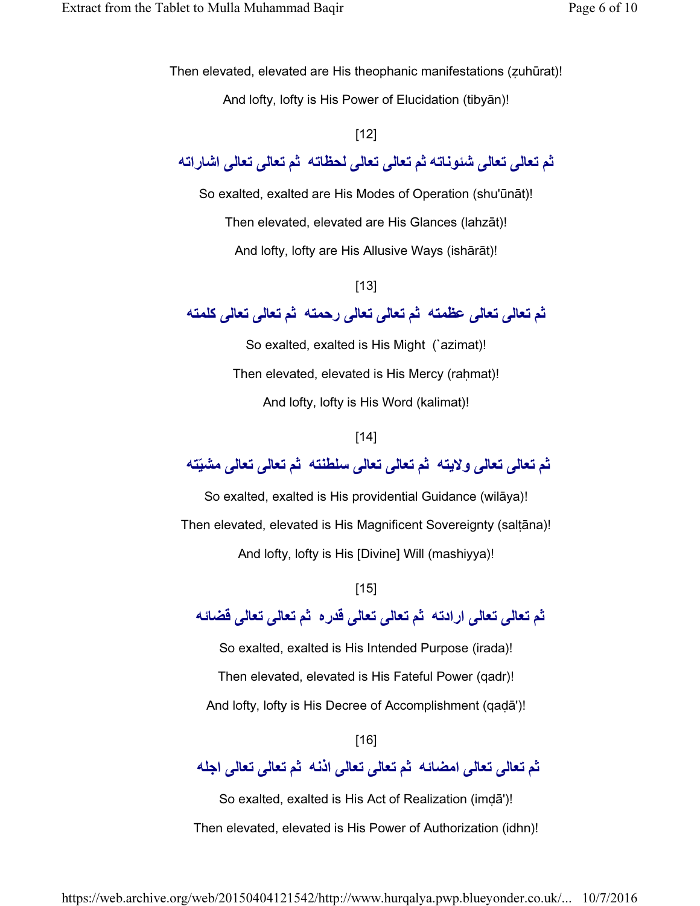Then elevated, elevated are His theophanic manifestations (ẓuhūrat)!

And lofty, lofty is His Power of Elucidation (tibyān)!

[12]

ثم تعالی تعالی شئوناته ثم تعالی تعالی لحظاته ثم تعالی تعالی اشاراته

So exalted, exalted are His Modes of Operation (shu'ūnāt)!

Then elevated, elevated are His Glances (lahzāt)!

And lofty, lofty are His Allusive Ways (ishārāt)!

[13]

ثم تعالی تعالی عظمته ثم تعالی تعالی رحمته ثم تعالی تعالی کلمته

So exalted, exalted is His Might (`azimat)!

Then elevated, elevated is His Mercy (raḥmat)!

And lofty, lofty is His Word (kalimat)!

[14]

ثم تعالی تعالی ولایته ثم تعالی تعالی سلطنته ثم تعالی تعالی مشیّته

So exalted, exalted is His providential Guidance (wilāya)!

Then elevated, elevated is His Magnificent Sovereignty (salṭāna)!

And lofty, lofty is His [Divine] Will (mashiyya)!

[15]

ثم تعالی تعالی ارادته ثم تعالی تعالی قدره ثم تعالی تعالی قضائه

So exalted, exalted is His Intended Purpose (irada)!

Then elevated, elevated is His Fateful Power (qadr)!

And lofty, lofty is His Decree of Accomplishment (qaḍā')!

[16]

ثم تعالی تعالی امضائه ثم تعالی تعالی اذنه ثم تعالی تعالی اجله

So exalted, exalted is His Act of Realization (imḍā')!

Then elevated, elevated is His Power of Authorization (idhn)!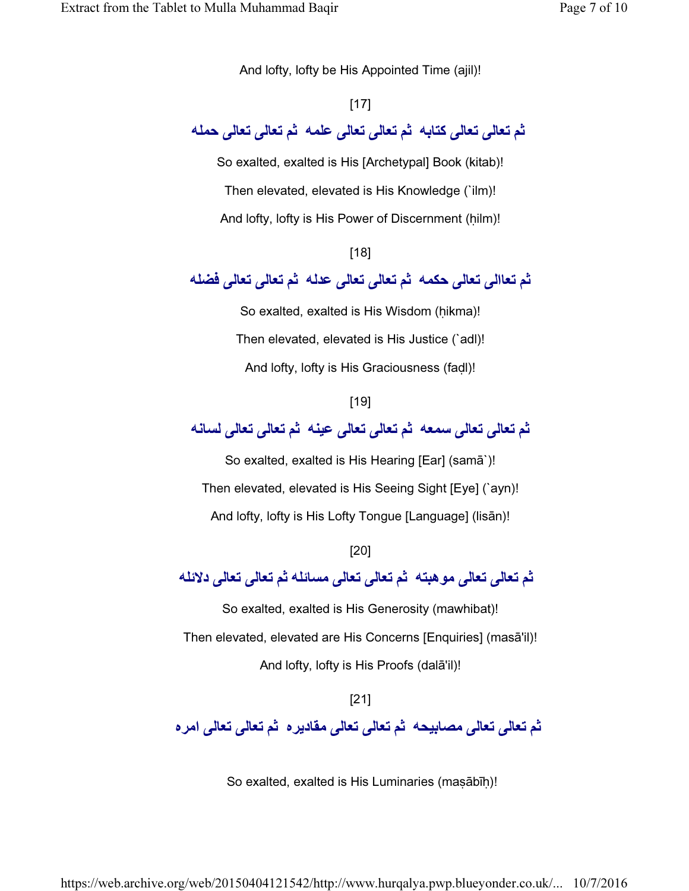And lofty, lofty be His Appointed Time (ajil)!

[17]

ثم تعالى تعالى كتابه  ثم تعالى تعالى علمه  ثم تعالى تعالى حمله

So exalted, exalted is His [Archetypal] Book (kitab)!

Then elevated, elevated is His Knowledge (`ilm)!

And lofty, lofty is His Power of Discernment (ḥilm)!

[18]

ثم تعاالى تعالى حكمه  ثم تعالى تعالى عدله  ثم تعالى تعالى فضله

So exalted, exalted is His Wisdom (ḥikma)!

Then elevated, elevated is His Justice (`adl)!

And lofty, lofty is His Graciousness (faḍl)!

[19]

ثم تعالى تعالى سمعه  ثم تعالى تعالى عينه  ثم تعالى تعالى لسانه

So exalted, exalted is His Hearing [Ear] (samā`)!

Then elevated, elevated is His Seeing Sight [Eye] (`ayn)!

And lofty, lofty is His Lofty Tongue [Language] (lisān)!

[20]

ثم تعالى تعالى موهبته  ثم تعالى تعالى مسائله ثم تعالى تعالى دلائله

So exalted, exalted is His Generosity (mawhibat)!

Then elevated, elevated are His Concerns [Enquiries] (masā'il)!

And lofty, lofty is His Proofs (dalā'il)!

[21]

ثم تعالى تعالى مصابيحه  ثم تعالى تعالى مقاديره  ثم تعالى تعالى امره

So exalted, exalted is His Luminaries (maṣābīḥ)!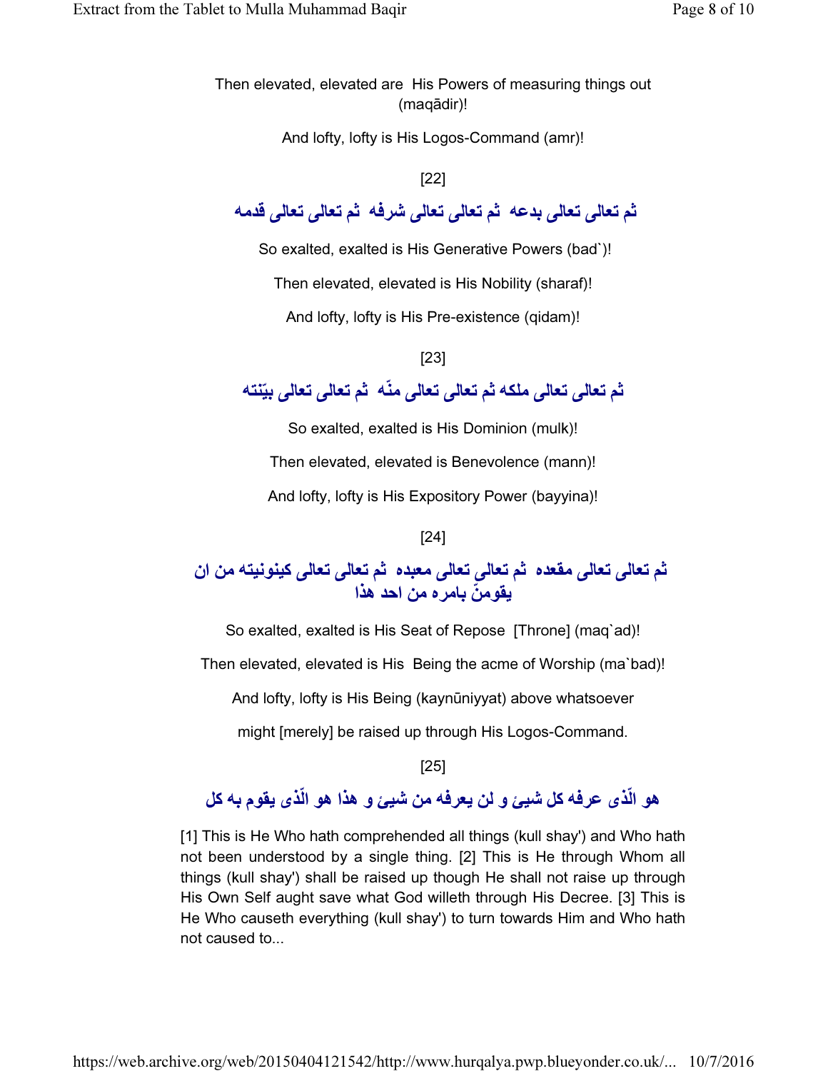Then elevated, elevated are His Powers of measuring things out (maqādir)!

And lofty, lofty is His Logos-Command (amr)!

[22]

**ثم تعالی تعالی بدعه ثم تعالی تعالی شرفه ثم تعالی تعالی قدمه**

So exalted, exalted is His Generative Powers (bad`)!

Then elevated, elevated is His Nobility (sharaf)!

And lofty, lofty is His Pre-existence (qidam)!

[23]

**ثم تعالی تعالی ملکه ثم تعالی تعالی منّه ثم تعالی تعالی بیّنته**

So exalted, exalted is His Dominion (mulk)!

Then elevated, elevated is Benevolence (mann)!

And lofty, lofty is His Expository Power (bayyina)!

[24]

**ثم تعالی تعالی مقعده ثم تعالی تعالی معبده ثم تعالی تعالی کینونیته من ان یقومنّ بامره من احد هذا**

So exalted, exalted is His Seat of Repose [Throne] (maq`ad)!

Then elevated, elevated is His Being the acme of Worship (ma`bad)!

And lofty, lofty is His Being (kaynūniyyat) above whatsoever

might [merely] be raised up through His Logos-Command.

[25]

**هو الّذی عرفه کل شیئ و لن یعرفه من شیئ و هذا هو الّذی یقوم به کل**

[1] This is He Who hath comprehended all things (kull shay') and Who hath not been understood by a single thing. [2] This is He through Whom all things (kull shay') shall be raised up though He shall not raise up through His Own Self aught save what God willeth through His Decree. [3] This is He Who causeth everything (kull shay') to turn towards Him and Who hath not caused to...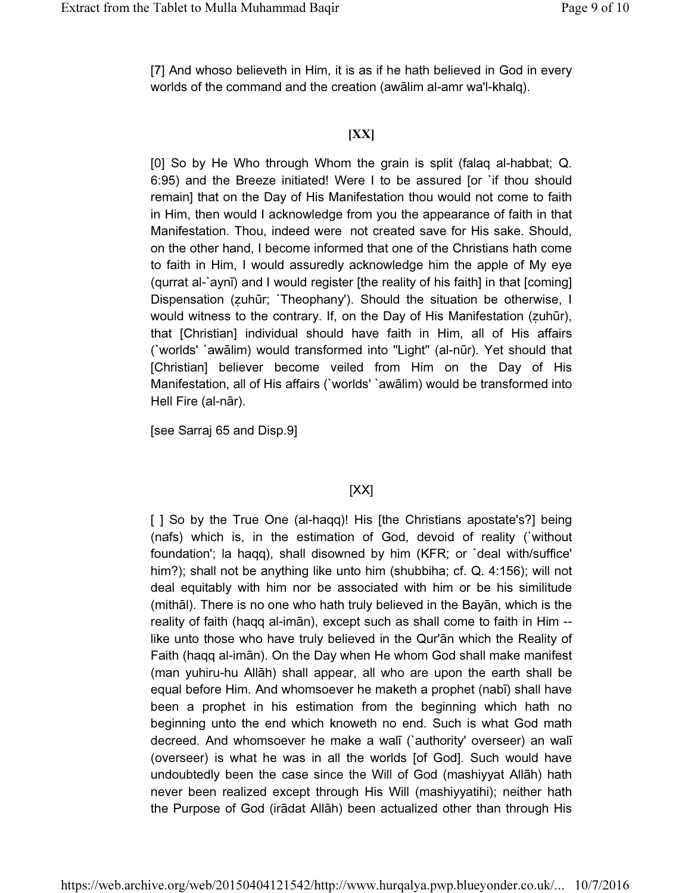[7] And whoso believeth in Him, it is as if he hath believed in God in every worlds of the command and the creation (awālim al-amr wa'l-khalq).

**[XX]**

[0] So by He Who through Whom the grain is split (falaq al-habbat; Q. 6:95) and the Breeze initiated! Were I to be assured [or `if thou should remain] that on the Day of His Manifestation thou would not come to faith in Him, then would I acknowledge from you the appearance of faith in that Manifestation. Thou, indeed were not created save for His sake. Should, on the other hand, I become informed that one of the Christians hath come to faith in Him, I would assuredly acknowledge him the apple of My eye (qurrat al-`aynī) and I would register [the reality of his faith] in that [coming] Dispensation (ẓuhūr; `Theophany'). Should the situation be otherwise, I would witness to the contrary. If, on the Day of His Manifestation (ẓuhūr), that [Christian] individual should have faith in Him, all of His affairs (`worlds' `awālim) would transformed into "Light" (al-nūr). Yet should that [Christian] believer become veiled from Him on the Day of His Manifestation, all of His affairs (`worlds' `awālim) would be transformed into Hell Fire (al-nār).

[see Sarraj 65 and Disp.9]

[XX]

[ ] So by the True One (al-haqq)! His [the Christians apostate's?] being (nafs) which is, in the estimation of God, devoid of reality (`without foundation'; la haqq), shall disowned by him (KFR; or `deal with/suffice' him?); shall not be anything like unto him (shubbiha; cf. Q. 4:156); will not deal equitably with him nor be associated with him or be his similitude (mithāl). There is no one who hath truly believed in the Bayān, which is the reality of faith (haqq al-imān), except such as shall come to faith in Him -- like unto those who have truly believed in the Qur'ān which the Reality of Faith (haqq al-imān). On the Day when He whom God shall make manifest (man yuhiru-hu Allāh) shall appear, all who are upon the earth shall be equal before Him. And whomsoever he maketh a prophet (nabī) shall have been a prophet in his estimation from the beginning which hath no beginning unto the end which knoweth no end. Such is what God math decreed. And whomsoever he make a walī (`authority' overseer) an walī (overseer) is what he was in all the worlds [of God]. Such would have undoubtedly been the case since the Will of God (mashiyyat Allāh) hath never been realized except through His Will (mashiyyatihi); neither hath the Purpose of God (irādat Allāh) been actualized other than through His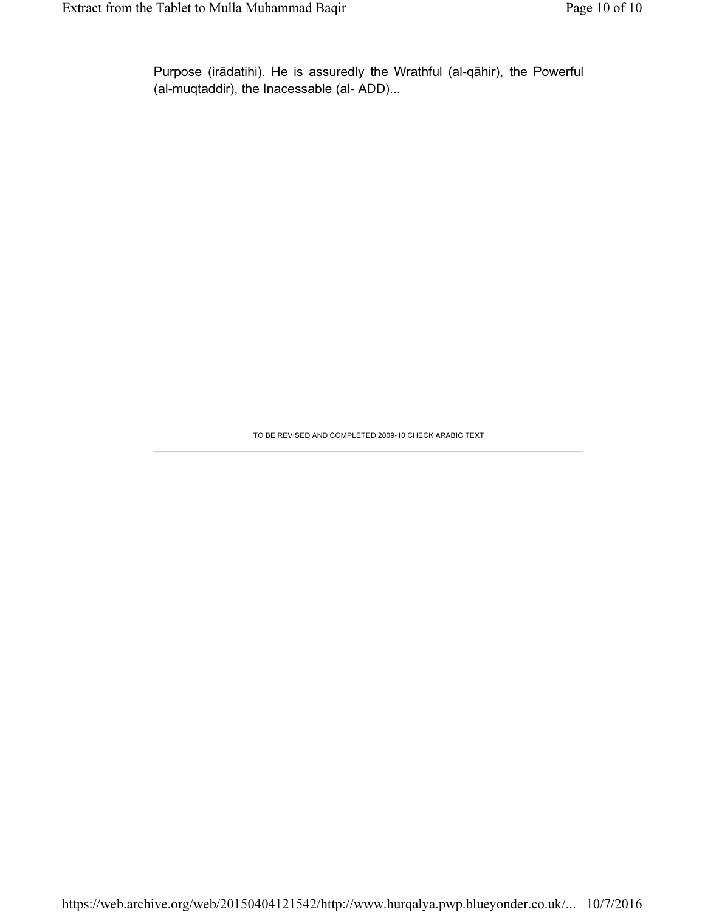Purpose (irādatihi). He is assuredly the Wrathful (al-qāhir), the Powerful (al-muqtaddir), the Inacessable (al- ADD)...

TO BE REVISED AND COMPLETED 2009-10 CHECK ARABIC TEXT

---